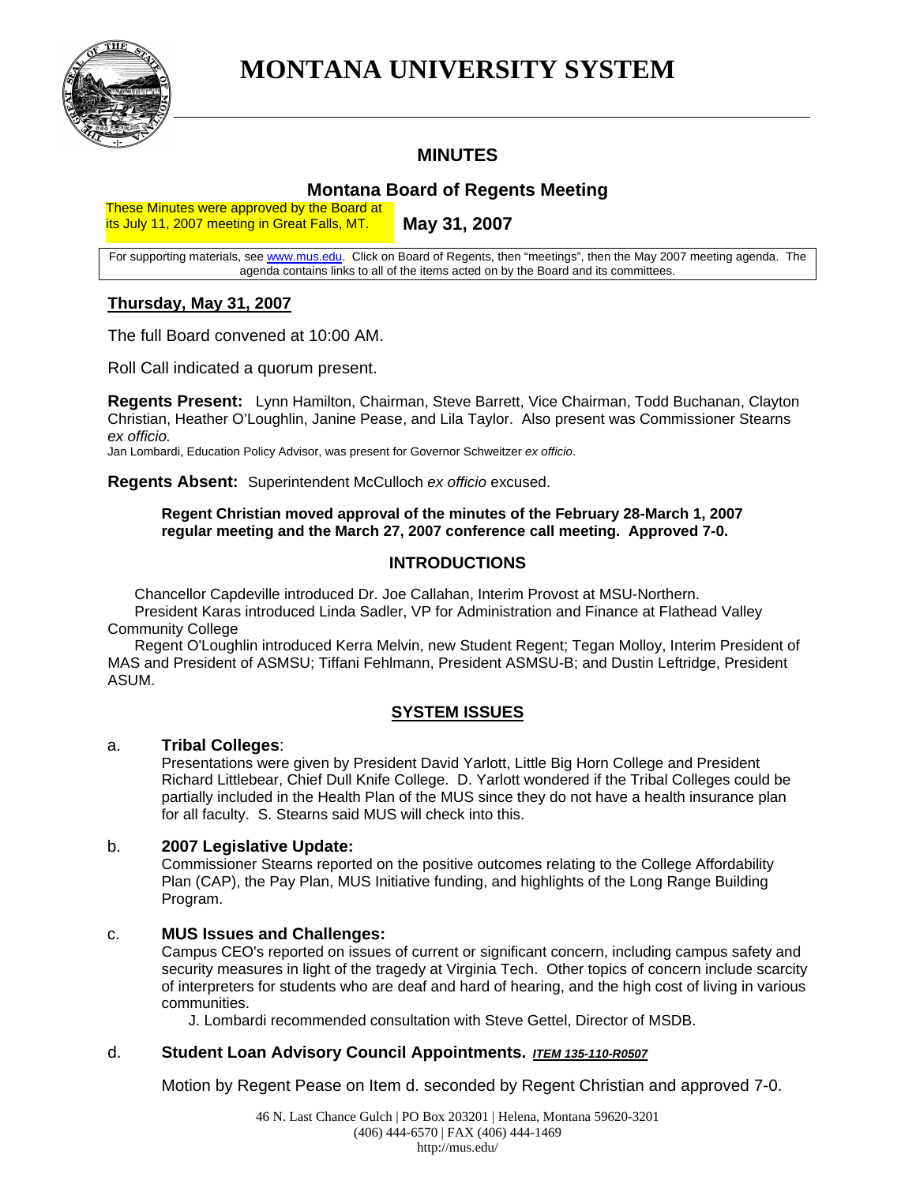# MONTANA UNIVERSITY SYSTEM

## MINUTES

### Montana Board of Regents Meeting

These Minutes were approved by the Board at its July 11, 2007 meeting in Great Falls, MT.

**May 31, 2007**

For supporting materials, see www.mus.edu. Click on Board of Regents, then "meetings", then the May 2007 meeting agenda. The agenda contains links to all of the items acted on by the Board and its committees.

**Thursday, May 31, 2007**

The full Board convened at 10:00 AM.

Roll Call indicated a quorum present.

**Regents Present:** Lynn Hamilton, Chairman, Steve Barrett, Vice Chairman, Todd Buchanan, Clayton Christian, Heather O'Loughlin, Janine Pease, and Lila Taylor. Also present was Commissioner Stearns *ex officio.*

Jan Lombardi, Education Policy Advisor, was present for Governor Schweitzer *ex officio*.

**Regents Absent:** Superintendent McCulloch *ex officio* excused.

**Regent Christian moved approval of the minutes of the February 28-March 1, 2007 regular meeting and the March 27, 2007 conference call meeting. Approved 7-0.**

### INTRODUCTIONS

Chancellor Capdeville introduced Dr. Joe Callahan, Interim Provost at MSU-Northern.

President Karas introduced Linda Sadler, VP for Administration and Finance at Flathead Valley Community College

Regent O'Loughlin introduced Kerra Melvin, new Student Regent; Tegan Molloy, Interim President of MAS and President of ASMSU; Tiffani Fehlmann, President ASMSU-B; and Dustin Leftridge, President ASUM.

### SYSTEM ISSUES

a. **Tribal Colleges**:
Presentations were given by President David Yarlott, Little Big Horn College and President Richard Littlebear, Chief Dull Knife College. D. Yarlott wondered if the Tribal Colleges could be partially included in the Health Plan of the MUS since they do not have a health insurance plan for all faculty. S. Stearns said MUS will check into this.

b. **2007 Legislative Update:**
Commissioner Stearns reported on the positive outcomes relating to the College Affordability Plan (CAP), the Pay Plan, MUS Initiative funding, and highlights of the Long Range Building Program.

c. **MUS Issues and Challenges:**
Campus CEO's reported on issues of current or significant concern, including campus safety and security measures in light of the tragedy at Virginia Tech. Other topics of concern include scarcity of interpreters for students who are deaf and hard of hearing, and the high cost of living in various communities.

J. Lombardi recommended consultation with Steve Gettel, Director of MSDB.

d. **Student Loan Advisory Council Appointments.** ***ITEM 135-110-R0507***

Motion by Regent Pease on Item d. seconded by Regent Christian and approved 7-0.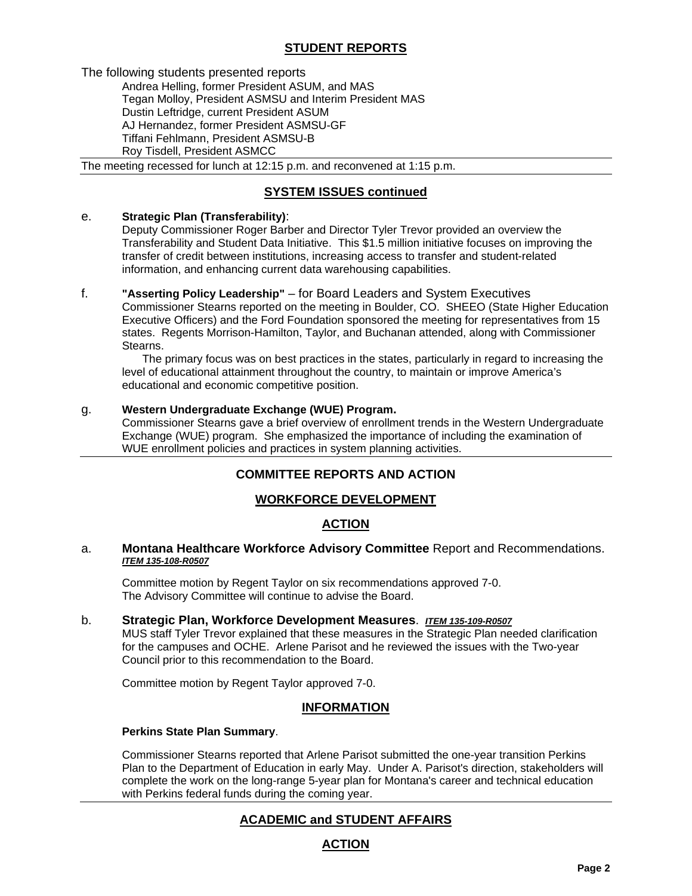## STUDENT REPORTS

The following students presented reports

- Andrea Helling, former President ASUM, and MAS
- Tegan Molloy, President ASMSU and Interim President MAS
- Dustin Leftridge, current President ASUM
- AJ Hernandez, former President ASMSU-GF
- Tiffani Fehlmann, President ASMSU-B
- Roy Tisdell, President ASMCC

The meeting recessed for lunch at 12:15 p.m. and reconvened at 1:15 p.m.

## SYSTEM ISSUES continued

e. **Strategic Plan (Transferability)**:
Deputy Commissioner Roger Barber and Director Tyler Trevor provided an overview the Transferability and Student Data Initiative. This $1.5 million initiative focuses on improving the transfer of credit between institutions, increasing access to transfer and student-related information, and enhancing current data warehousing capabilities.

f. **"Asserting Policy Leadership"** – for Board Leaders and System Executives
Commissioner Stearns reported on the meeting in Boulder, CO. SHEEO (State Higher Education Executive Officers) and the Ford Foundation sponsored the meeting for representatives from 15 states. Regents Morrison-Hamilton, Taylor, and Buchanan attended, along with Commissioner Stearns.

The primary focus was on best practices in the states, particularly in regard to increasing the level of educational attainment throughout the country, to maintain or improve America's educational and economic competitive position.

g. **Western Undergraduate Exchange (WUE) Program.**
Commissioner Stearns gave a brief overview of enrollment trends in the Western Undergraduate Exchange (WUE) program. She emphasized the importance of including the examination of WUE enrollment policies and practices in system planning activities.

## COMMITTEE REPORTS AND ACTION

### WORKFORCE DEVELOPMENT

#### ACTION

a. **Montana Healthcare Workforce Advisory Committee** Report and Recommendations. ***ITEM 135-108-R0507***

Committee motion by Regent Taylor on six recommendations approved 7-0.
The Advisory Committee will continue to advise the Board.

b. **Strategic Plan, Workforce Development Measures**. ***ITEM 135-109-R0507***
MUS staff Tyler Trevor explained that these measures in the Strategic Plan needed clarification for the campuses and OCHE. Arlene Parisot and he reviewed the issues with the Two-year Council prior to this recommendation to the Board.

Committee motion by Regent Taylor approved 7-0.

#### INFORMATION

**Perkins State Plan Summary**.

Commissioner Stearns reported that Arlene Parisot submitted the one-year transition Perkins Plan to the Department of Education in early May. Under A. Parisot's direction, stakeholders will complete the work on the long-range 5-year plan for Montana's career and technical education with Perkins federal funds during the coming year.

### ACADEMIC and STUDENT AFFAIRS

#### ACTION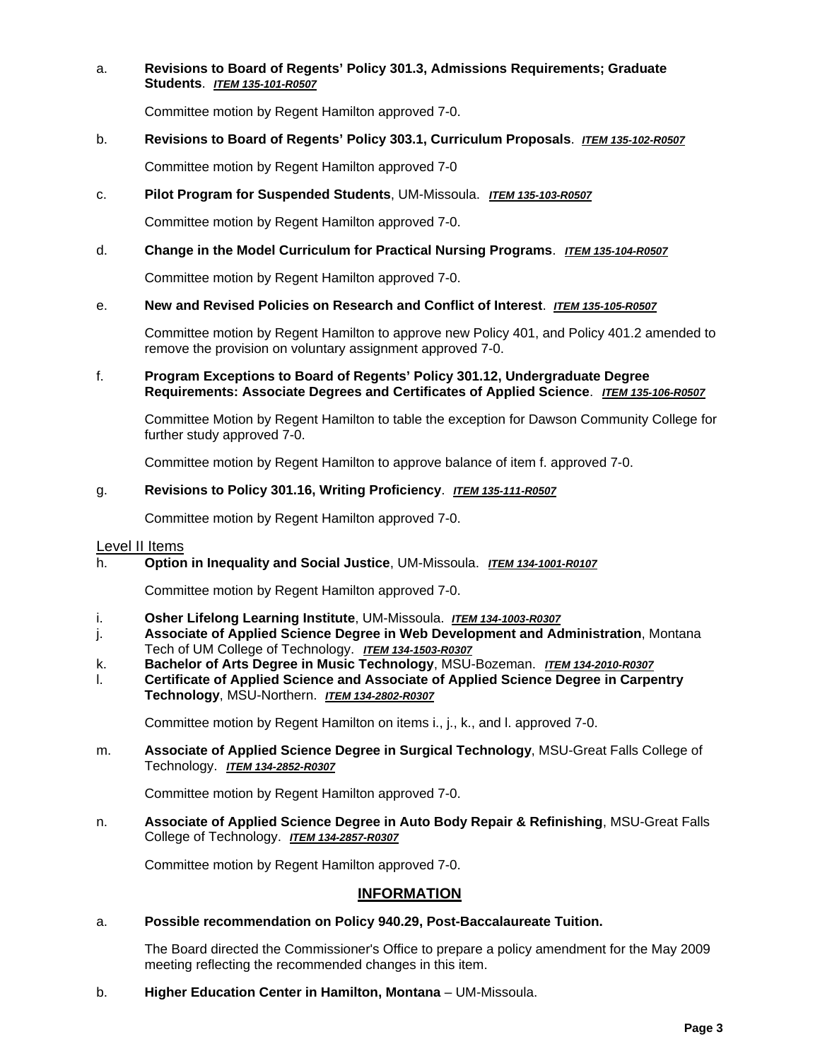a. **Revisions to Board of Regents' Policy 301.3, Admissions Requirements; Graduate Students**. ***ITEM 135-101-R0507***

Committee motion by Regent Hamilton approved 7-0.

b. **Revisions to Board of Regents' Policy 303.1, Curriculum Proposals**. ***ITEM 135-102-R0507***

Committee motion by Regent Hamilton approved 7-0

c. **Pilot Program for Suspended Students**, UM-Missoula. ***ITEM 135-103-R0507***

Committee motion by Regent Hamilton approved 7-0.

d. **Change in the Model Curriculum for Practical Nursing Programs**. ***ITEM 135-104-R0507***

Committee motion by Regent Hamilton approved 7-0.

e. **New and Revised Policies on Research and Conflict of Interest**. ***ITEM 135-105-R0507***

Committee motion by Regent Hamilton to approve new Policy 401, and Policy 401.2 amended to remove the provision on voluntary assignment approved 7-0.

f. **Program Exceptions to Board of Regents' Policy 301.12, Undergraduate Degree Requirements: Associate Degrees and Certificates of Applied Science**. ***ITEM 135-106-R0507***

Committee Motion by Regent Hamilton to table the exception for Dawson Community College for further study approved 7-0.

Committee motion by Regent Hamilton to approve balance of item f. approved 7-0.

g. **Revisions to Policy 301.16, Writing Proficiency**. ***ITEM 135-111-R0507***

Committee motion by Regent Hamilton approved 7-0.

Level II Items

h. **Option in Inequality and Social Justice**, UM-Missoula. ***ITEM 134-1001-R0107***

Committee motion by Regent Hamilton approved 7-0.

i. **Osher Lifelong Learning Institute**, UM-Missoula. ***ITEM 134-1003-R0307***
j. **Associate of Applied Science Degree in Web Development and Administration**, Montana Tech of UM College of Technology. ***ITEM 134-1503-R0307***
k. **Bachelor of Arts Degree in Music Technology**, MSU-Bozeman. ***ITEM 134-2010-R0307***
l. **Certificate of Applied Science and Associate of Applied Science Degree in Carpentry Technology**, MSU-Northern. ***ITEM 134-2802-R0307***

Committee motion by Regent Hamilton on items i., j., k., and l. approved 7-0.

m. **Associate of Applied Science Degree in Surgical Technology**, MSU-Great Falls College of Technology. ***ITEM 134-2852-R0307***

Committee motion by Regent Hamilton approved 7-0.

n. **Associate of Applied Science Degree in Auto Body Repair & Refinishing**, MSU-Great Falls College of Technology. ***ITEM 134-2857-R0307***

Committee motion by Regent Hamilton approved 7-0.

## INFORMATION

a. **Possible recommendation on Policy 940.29, Post-Baccalaureate Tuition.**

The Board directed the Commissioner's Office to prepare a policy amendment for the May 2009 meeting reflecting the recommended changes in this item.

b. **Higher Education Center in Hamilton, Montana** – UM-Missoula.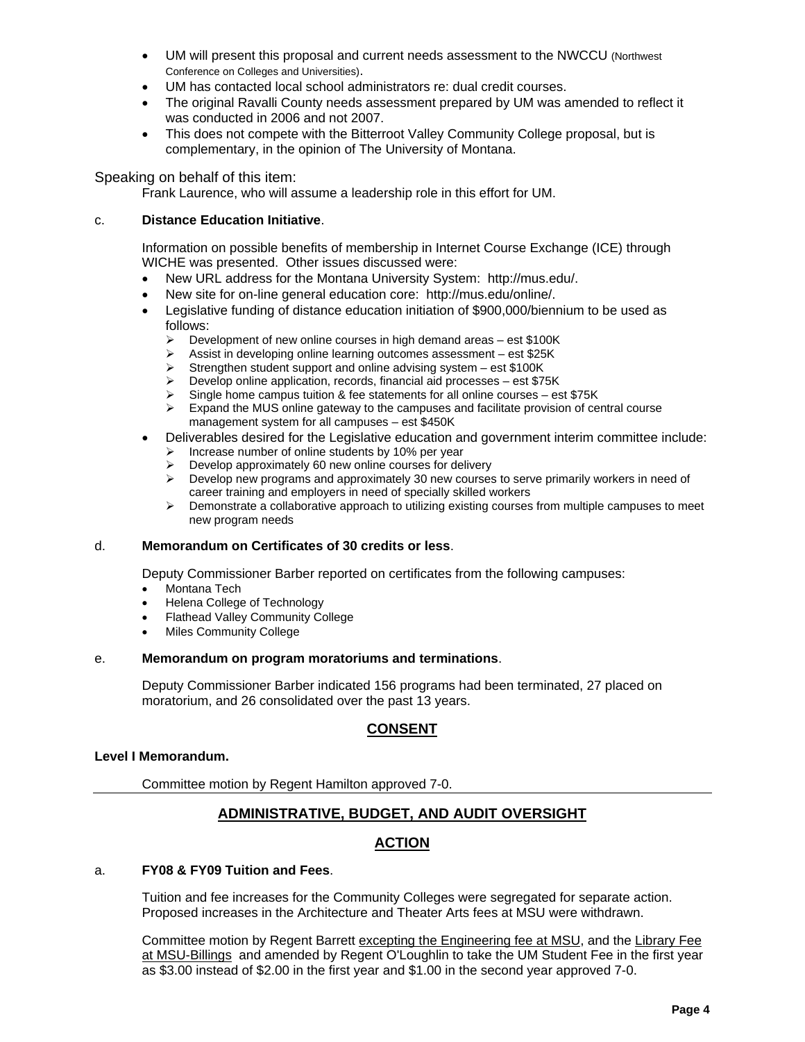- UM will present this proposal and current needs assessment to the NWCCU (Northwest Conference on Colleges and Universities).
- UM has contacted local school administrators re: dual credit courses.
- The original Ravalli County needs assessment prepared by UM was amended to reflect it was conducted in 2006 and not 2007.
- This does not compete with the Bitterroot Valley Community College proposal, but is complementary, in the opinion of The University of Montana.

Speaking on behalf of this item:

Frank Laurence, who will assume a leadership role in this effort for UM.

c. **Distance Education Initiative**.

Information on possible benefits of membership in Internet Course Exchange (ICE) through WICHE was presented. Other issues discussed were:

- New URL address for the Montana University System: http://mus.edu/.
- New site for on-line general education core: http://mus.edu/online/.
- Legislative funding of distance education initiation of $900,000/biennium to be used as follows:
  - Development of new online courses in high demand areas – est $100K
  - Assist in developing online learning outcomes assessment – est $25K
  - Strengthen student support and online advising system – est $100K
  - Develop online application, records, financial aid processes – est $75K
  - Single home campus tuition & fee statements for all online courses – est $75K
  - Expand the MUS online gateway to the campuses and facilitate provision of central course management system for all campuses – est $450K
- Deliverables desired for the Legislative education and government interim committee include:
  - Increase number of online students by 10% per year
  - Develop approximately 60 new online courses for delivery
  - Develop new programs and approximately 30 new courses to serve primarily workers in need of career training and employers in need of specially skilled workers
  - Demonstrate a collaborative approach to utilizing existing courses from multiple campuses to meet new program needs

d. **Memorandum on Certificates of 30 credits or less**.

Deputy Commissioner Barber reported on certificates from the following campuses:

- Montana Tech
- Helena College of Technology
- Flathead Valley Community College
- Miles Community College

e. **Memorandum on program moratoriums and terminations**.

Deputy Commissioner Barber indicated 156 programs had been terminated, 27 placed on moratorium, and 26 consolidated over the past 13 years.

## CONSENT

**Level I Memorandum.**

Committee motion by Regent Hamilton approved 7-0.

---

## ADMINISTRATIVE, BUDGET, AND AUDIT OVERSIGHT

## ACTION

a. **FY08 & FY09 Tuition and Fees**.

Tuition and fee increases for the Community Colleges were segregated for separate action. Proposed increases in the Architecture and Theater Arts fees at MSU were withdrawn.

Committee motion by Regent Barrett excepting the Engineering fee at MSU, and the Library Fee at MSU-Billings and amended by Regent O'Loughlin to take the UM Student Fee in the first year as $3.00 instead of $2.00 in the first year and $1.00 in the second year approved 7-0.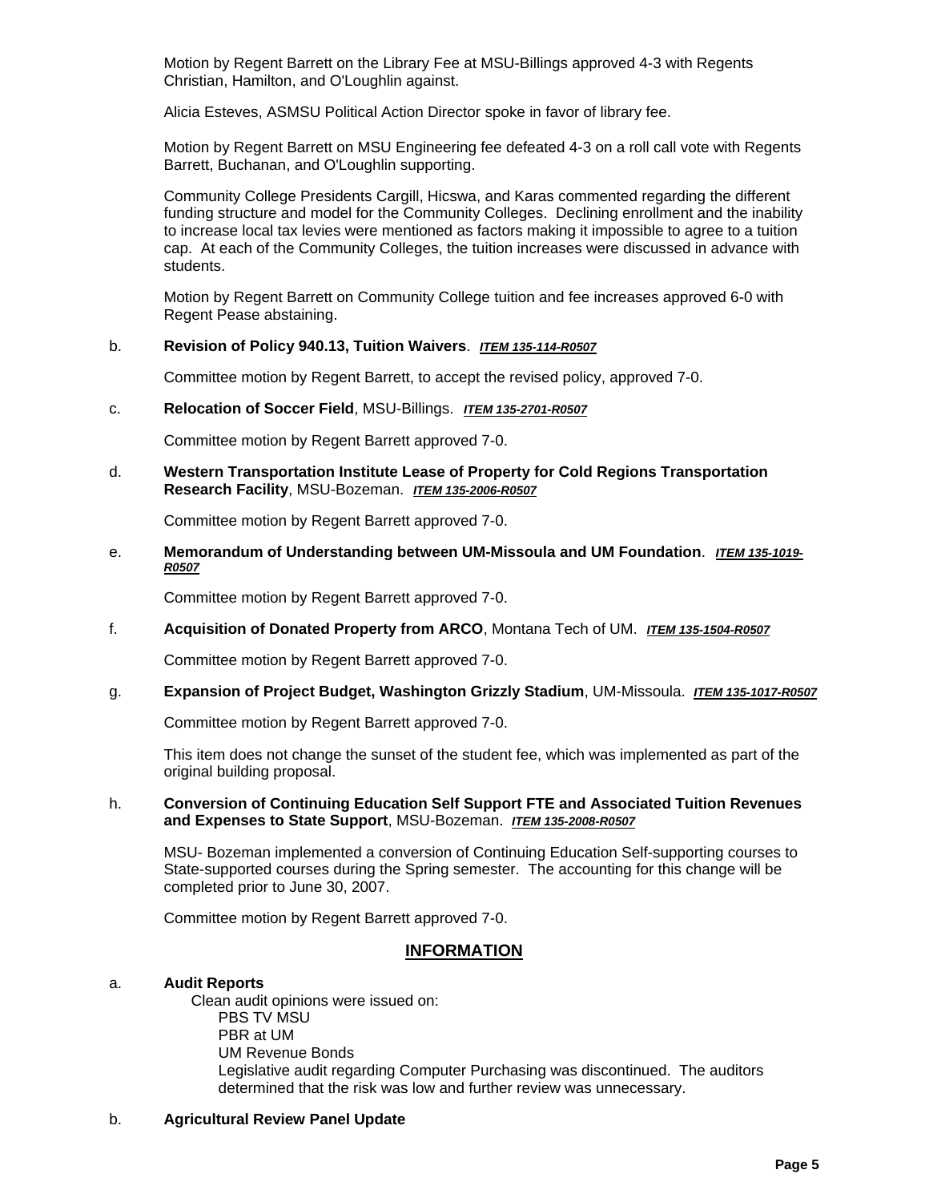Motion by Regent Barrett on the Library Fee at MSU-Billings approved 4-3 with Regents Christian, Hamilton, and O'Loughlin against.

Alicia Esteves, ASMSU Political Action Director spoke in favor of library fee.

Motion by Regent Barrett on MSU Engineering fee defeated 4-3 on a roll call vote with Regents Barrett, Buchanan, and O'Loughlin supporting.

Community College Presidents Cargill, Hicswa, and Karas commented regarding the different funding structure and model for the Community Colleges. Declining enrollment and the inability to increase local tax levies were mentioned as factors making it impossible to agree to a tuition cap. At each of the Community Colleges, the tuition increases were discussed in advance with students.

Motion by Regent Barrett on Community College tuition and fee increases approved 6-0 with Regent Pease abstaining.

b. **Revision of Policy 940.13, Tuition Waivers**. ***ITEM 135-114-R0507***

Committee motion by Regent Barrett, to accept the revised policy, approved 7-0.

c. **Relocation of Soccer Field**, MSU-Billings. ***ITEM 135-2701-R0507***

Committee motion by Regent Barrett approved 7-0.

d. **Western Transportation Institute Lease of Property for Cold Regions Transportation Research Facility**, MSU-Bozeman. ***ITEM 135-2006-R0507***

Committee motion by Regent Barrett approved 7-0.

e. **Memorandum of Understanding between UM-Missoula and UM Foundation**. ***ITEM 135-1019-R0507***

Committee motion by Regent Barrett approved 7-0.

f. **Acquisition of Donated Property from ARCO**, Montana Tech of UM. ***ITEM 135-1504-R0507***

Committee motion by Regent Barrett approved 7-0.

g. **Expansion of Project Budget, Washington Grizzly Stadium**, UM-Missoula. ***ITEM 135-1017-R0507***

Committee motion by Regent Barrett approved 7-0.

This item does not change the sunset of the student fee, which was implemented as part of the original building proposal.

h. **Conversion of Continuing Education Self Support FTE and Associated Tuition Revenues and Expenses to State Support**, MSU-Bozeman. ***ITEM 135-2008-R0507***

MSU- Bozeman implemented a conversion of Continuing Education Self-supporting courses to State-supported courses during the Spring semester. The accounting for this change will be completed prior to June 30, 2007.

Committee motion by Regent Barrett approved 7-0.

## INFORMATION

a. **Audit Reports**

Clean audit opinions were issued on:

- PBS TV MSU
- PBR at UM
- UM Revenue Bonds
- Legislative audit regarding Computer Purchasing was discontinued. The auditors determined that the risk was low and further review was unnecessary.

b. **Agricultural Review Panel Update**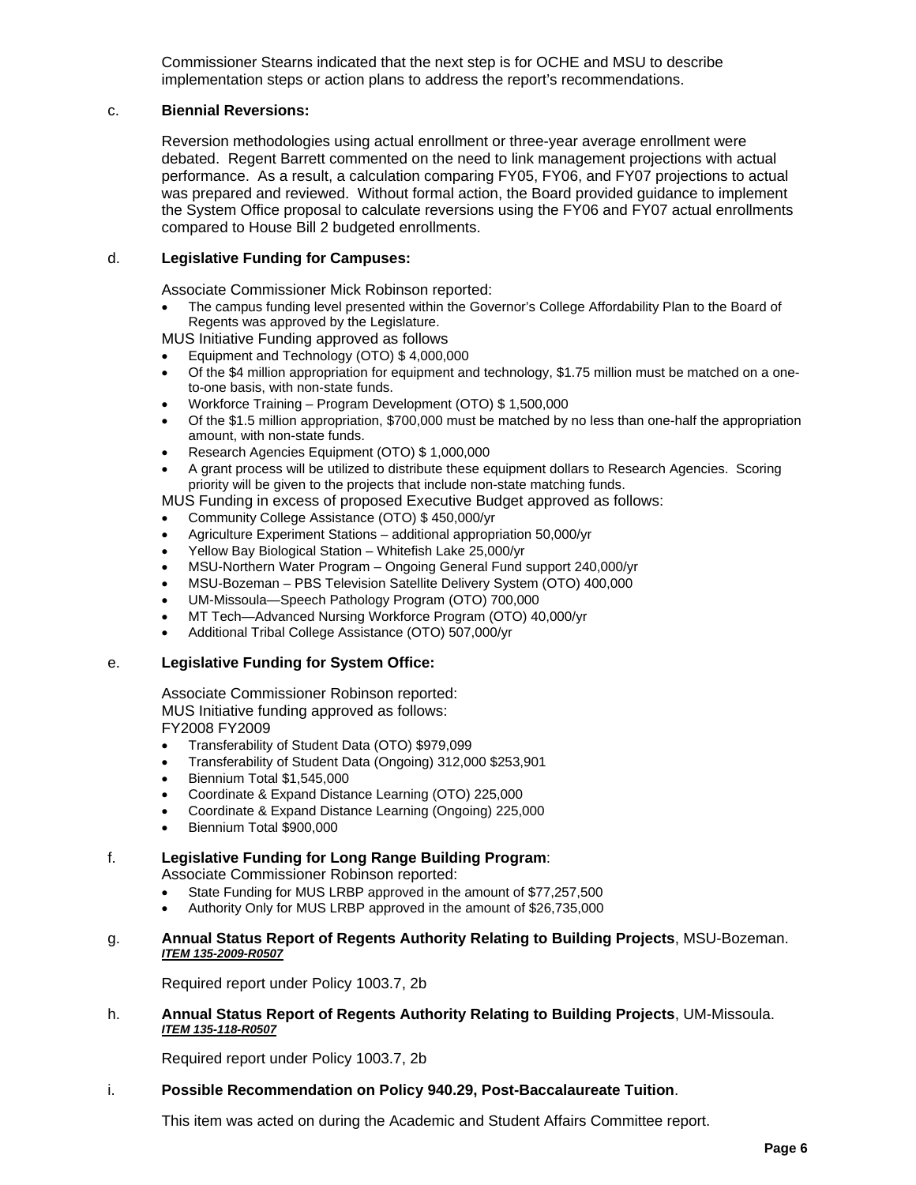Commissioner Stearns indicated that the next step is for OCHE and MSU to describe implementation steps or action plans to address the report's recommendations.

c. **Biennial Reversions:**

Reversion methodologies using actual enrollment or three-year average enrollment were debated. Regent Barrett commented on the need to link management projections with actual performance. As a result, a calculation comparing FY05, FY06, and FY07 projections to actual was prepared and reviewed. Without formal action, the Board provided guidance to implement the System Office proposal to calculate reversions using the FY06 and FY07 actual enrollments compared to House Bill 2 budgeted enrollments.

d. **Legislative Funding for Campuses:**

Associate Commissioner Mick Robinson reported:

- The campus funding level presented within the Governor's College Affordability Plan to the Board of Regents was approved by the Legislature.

MUS Initiative Funding approved as follows

- Equipment and Technology (OTO) $ 4,000,000
- Of the $4 million appropriation for equipment and technology, $1.75 million must be matched on a one-to-one basis, with non-state funds.
- Workforce Training – Program Development (OTO) $ 1,500,000
- Of the $1.5 million appropriation, $700,000 must be matched by no less than one-half the appropriation amount, with non-state funds.
- Research Agencies Equipment (OTO) $ 1,000,000
- A grant process will be utilized to distribute these equipment dollars to Research Agencies. Scoring priority will be given to the projects that include non-state matching funds.

MUS Funding in excess of proposed Executive Budget approved as follows:

- Community College Assistance (OTO) $ 450,000/yr
- Agriculture Experiment Stations – additional appropriation 50,000/yr
- Yellow Bay Biological Station – Whitefish Lake 25,000/yr
- MSU-Northern Water Program – Ongoing General Fund support 240,000/yr
- MSU-Bozeman – PBS Television Satellite Delivery System (OTO) 400,000
- UM-Missoula—Speech Pathology Program (OTO) 700,000
- MT Tech—Advanced Nursing Workforce Program (OTO) 40,000/yr
- Additional Tribal College Assistance (OTO) 507,000/yr

e. **Legislative Funding for System Office:**

Associate Commissioner Robinson reported:
MUS Initiative funding approved as follows:
FY2008 FY2009

- Transferability of Student Data (OTO) $979,099
- Transferability of Student Data (Ongoing) 312,000 $253,901
- Biennium Total $1,545,000
- Coordinate & Expand Distance Learning (OTO) 225,000
- Coordinate & Expand Distance Learning (Ongoing) 225,000
- Biennium Total $900,000

f. **Legislative Funding for Long Range Building Program**:
Associate Commissioner Robinson reported:

- State Funding for MUS LRBP approved in the amount of $77,257,500
- Authority Only for MUS LRBP approved in the amount of $26,735,000

g. **Annual Status Report of Regents Authority Relating to Building Projects**, MSU-Bozeman. ***ITEM 135-2009-R0507***

Required report under Policy 1003.7, 2b

h. **Annual Status Report of Regents Authority Relating to Building Projects**, UM-Missoula. ***ITEM 135-118-R0507***

Required report under Policy 1003.7, 2b

i. **Possible Recommendation on Policy 940.29, Post-Baccalaureate Tuition**.

This item was acted on during the Academic and Student Affairs Committee report.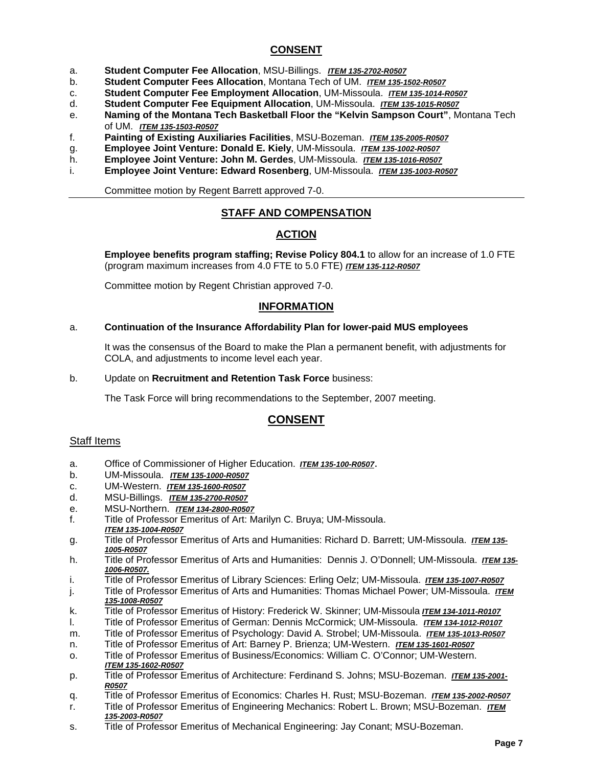## CONSENT

a. **Student Computer Fee Allocation**, MSU-Billings. ***ITEM 135-2702-R0507***
b. **Student Computer Fees Allocation**, Montana Tech of UM. ***ITEM 135-1502-R0507***
c. **Student Computer Fee Employment Allocation**, UM-Missoula. ***ITEM 135-1014-R0507***
d. **Student Computer Fee Equipment Allocation**, UM-Missoula. ***ITEM 135-1015-R0507***
e. **Naming of the Montana Tech Basketball Floor the "Kelvin Sampson Court"**, Montana Tech of UM. ***ITEM 135-1503-R0507***
f. **Painting of Existing Auxiliaries Facilities**, MSU-Bozeman. ***ITEM 135-2005-R0507***
g. **Employee Joint Venture: Donald E. Kiely**, UM-Missoula. ***ITEM 135-1002-R0507***
h. **Employee Joint Venture: John M. Gerdes**, UM-Missoula. ***ITEM 135-1016-R0507***
i. **Employee Joint Venture: Edward Rosenberg**, UM-Missoula. ***ITEM 135-1003-R0507***

Committee motion by Regent Barrett approved 7-0.

---

## STAFF AND COMPENSATION

### ACTION

**Employee benefits program staffing; Revise Policy 804.1** to allow for an increase of 1.0 FTE (program maximum increases from 4.0 FTE to 5.0 FTE) ***ITEM 135-112-R0507***

Committee motion by Regent Christian approved 7-0.

### INFORMATION

a. **Continuation of the Insurance Affordability Plan for lower-paid MUS employees**

It was the consensus of the Board to make the Plan a permanent benefit, with adjustments for COLA, and adjustments to income level each year.

b. Update on **Recruitment and Retention Task Force** business:

The Task Force will bring recommendations to the September, 2007 meeting.

## CONSENT

Staff Items

a. Office of Commissioner of Higher Education. ***ITEM 135-100-R0507***.
b. UM-Missoula. ***ITEM 135-1000-R0507***
c. UM-Western. ***ITEM 135-1600-R0507***
d. MSU-Billings. ***ITEM 135-2700-R0507***
e. MSU-Northern. ***ITEM 134-2800-R0507***
f. Title of Professor Emeritus of Art: Marilyn C. Bruya; UM-Missoula. ***ITEM 135-1004-R0507***
g. Title of Professor Emeritus of Arts and Humanities: Richard D. Barrett; UM-Missoula. ***ITEM 135-1005-R0507***
h. Title of Professor Emeritus of Arts and Humanities: Dennis J. O'Donnell; UM-Missoula. ***ITEM 135-1006-R0507.***
i. Title of Professor Emeritus of Library Sciences: Erling Oelz; UM-Missoula. ***ITEM 135-1007-R0507***
j. Title of Professor Emeritus of Arts and Humanities: Thomas Michael Power; UM-Missoula. ***ITEM 135-1008-R0507***
k. Title of Professor Emeritus of History: Frederick W. Skinner; UM-Missoula ***ITEM 134-1011-R0107***
l. Title of Professor Emeritus of German: Dennis McCormick; UM-Missoula. ***ITEM 134-1012-R0107***
m. Title of Professor Emeritus of Psychology: David A. Strobel; UM-Missoula. ***ITEM 135-1013-R0507***
n. Title of Professor Emeritus of Art: Barney P. Brienza; UM-Western. ***ITEM 135-1601-R0507***
o. Title of Professor Emeritus of Business/Economics: William C. O'Connor; UM-Western. ***ITEM 135-1602-R0507***
p. Title of Professor Emeritus of Architecture: Ferdinand S. Johns; MSU-Bozeman. ***ITEM 135-2001-R0507***
q. Title of Professor Emeritus of Economics: Charles H. Rust; MSU-Bozeman. ***ITEM 135-2002-R0507***
r. Title of Professor Emeritus of Engineering Mechanics: Robert L. Brown; MSU-Bozeman. ***ITEM 135-2003-R0507***
s. Title of Professor Emeritus of Mechanical Engineering: Jay Conant; MSU-Bozeman.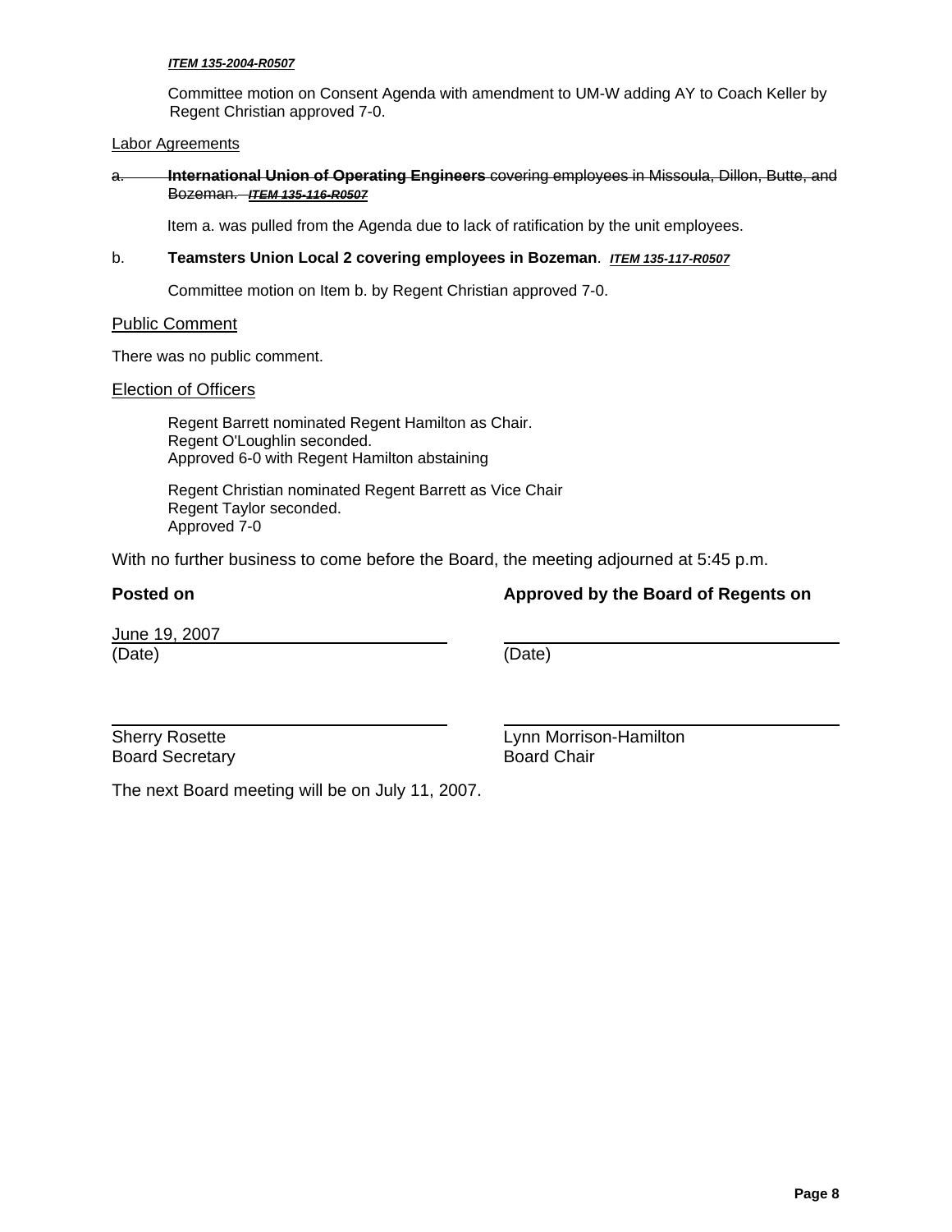***ITEM 135-2004-R0507***

Committee motion on Consent Agenda with amendment to UM-W adding AY to Coach Keller by Regent Christian approved 7-0.

Labor Agreements

a. ~~**International Union of Operating Engineers** covering employees in Missoula, Dillon, Butte, and Bozeman. ***ITEM 135-116-R0507***~~

Item a. was pulled from the Agenda due to lack of ratification by the unit employees.

b. **Teamsters Union Local 2 covering employees in Bozeman**. ***ITEM 135-117-R0507***

Committee motion on Item b. by Regent Christian approved 7-0.

Public Comment

There was no public comment.

Election of Officers

Regent Barrett nominated Regent Hamilton as Chair.
Regent O'Loughlin seconded.
Approved 6-0 with Regent Hamilton abstaining

Regent Christian nominated Regent Barrett as Vice Chair
Regent Taylor seconded.
Approved 7-0

With no further business to come before the Board, the meeting adjourned at 5:45 p.m.

**Posted on**

June 19, 2007
(Date)

Sherry Rosette
Board Secretary

**Approved by the Board of Regents on**

(Date)

Lynn Morrison-Hamilton
Board Chair

The next Board meeting will be on July 11, 2007.